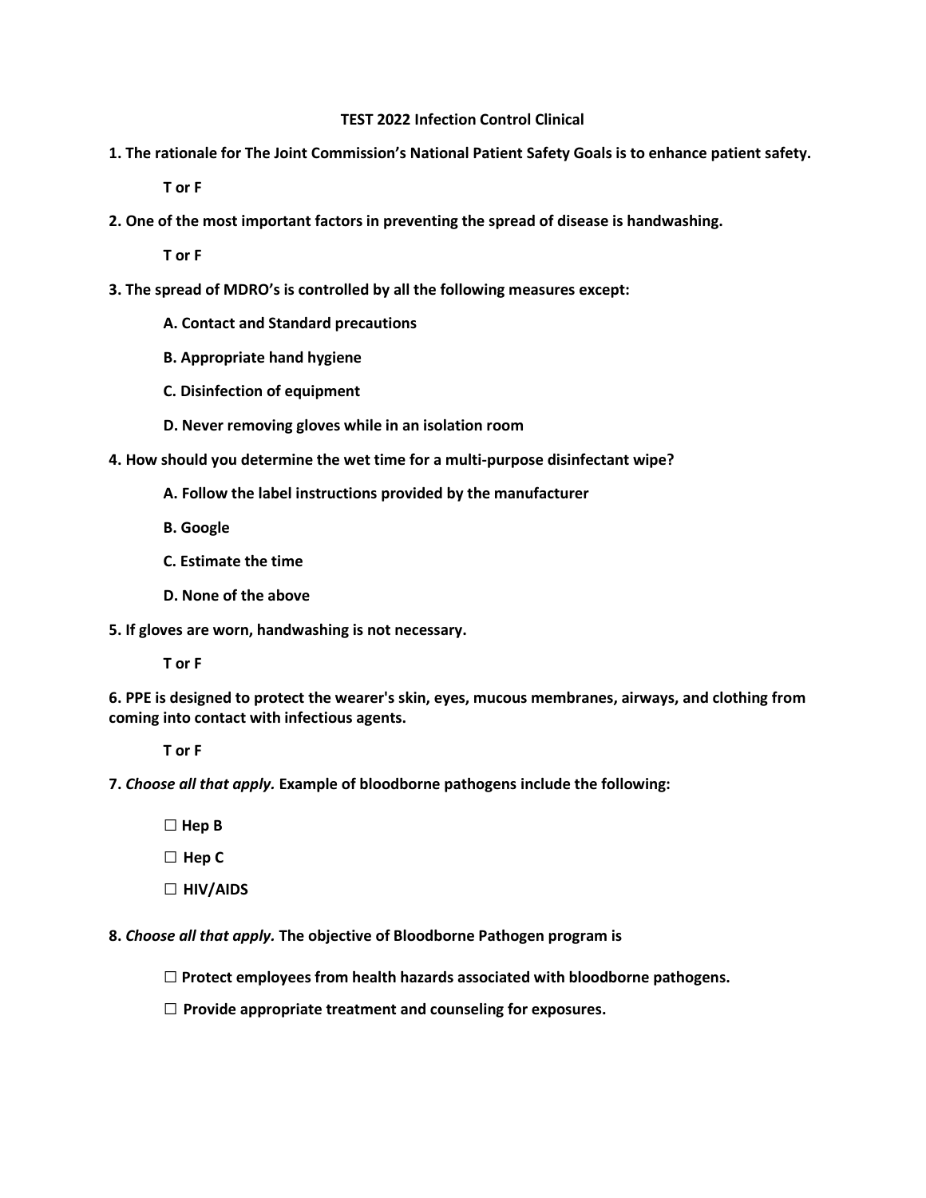**TEST 2022 Infection Control Clinical**

**1. The rationale for The Joint Commission's National Patient Safety Goals is to enhance patient safety.**

**T or F**

**2. One of the most important factors in preventing the spread of disease is handwashing.**

**T or F**

**3. The spread of MDRO's is controlled by all the following measures except:**

**A. Contact and Standard precautions**

**B. Appropriate hand hygiene**

**C. Disinfection of equipment**

**D. Never removing gloves while in an isolation room**

**4. How should you determine the wet time for a multi-purpose disinfectant wipe?**

**A. Follow the label instructions provided by the manufacturer**

**B. Google**

**C. Estimate the time**

**D. None of the above**

**5. If gloves are worn, handwashing is not necessary.**

**T or F**

**6. PPE is designed to protect the wearer's skin, eyes, mucous membranes, airways, and clothing from coming into contact with infectious agents.**

**T or F**

**7.** ***Choose all that apply.*** **Example of bloodborne pathogens include the following:**

☐ **Hep B**

☐ **Hep C**

☐ **HIV/AIDS**

**8.** ***Choose all that apply.*** **The objective of Bloodborne Pathogen program is**

☐ **Protect employees from health hazards associated with bloodborne pathogens.**

☐ **Provide appropriate treatment and counseling for exposures.**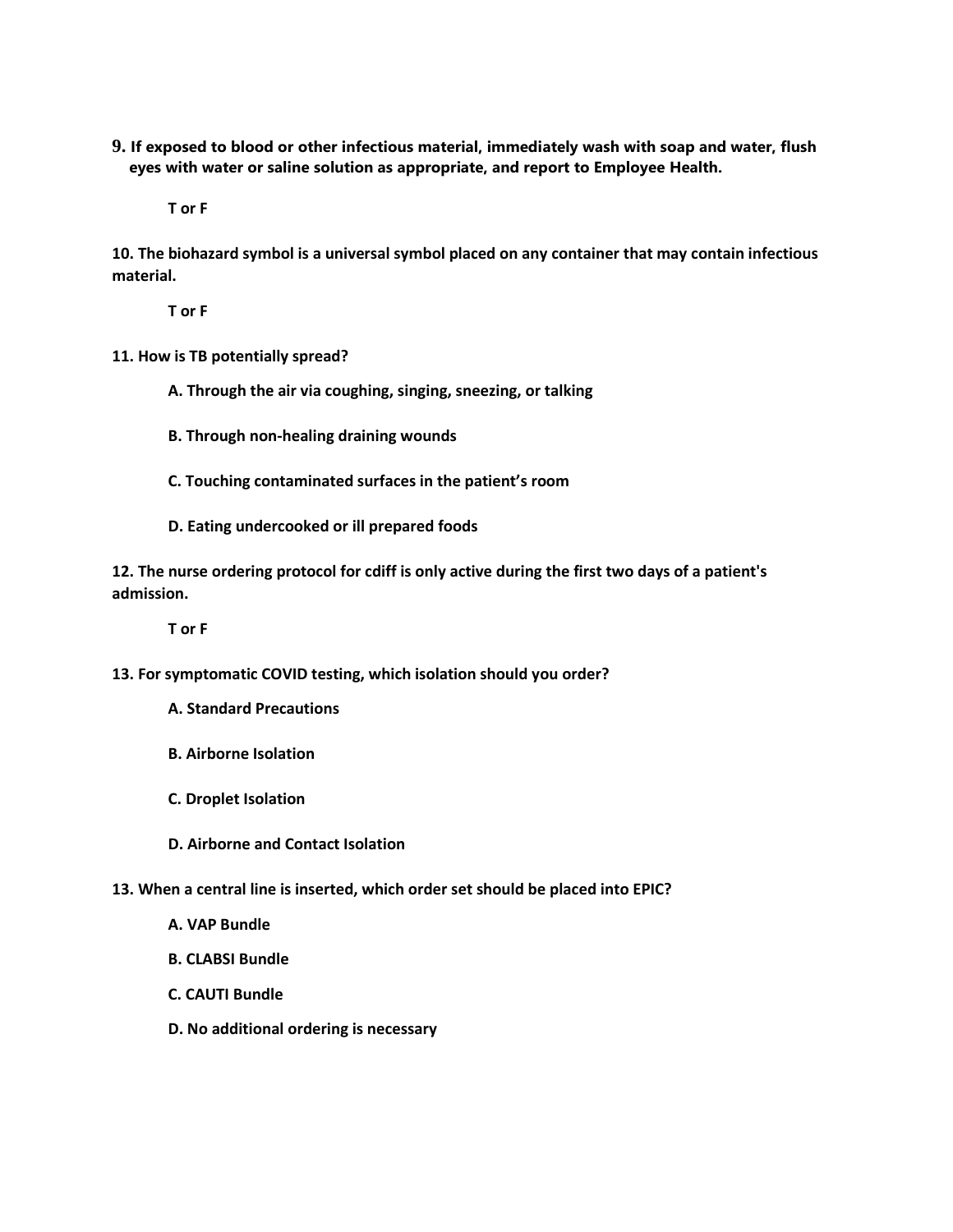**9. If exposed to blood or other infectious material, immediately wash with soap and water, flush eyes with water or saline solution as appropriate, and report to Employee Health.**

**T or F**

**10. The biohazard symbol is a universal symbol placed on any container that may contain infectious material.**

**T or F**

**11. How is TB potentially spread?**

**A. Through the air via coughing, singing, sneezing, or talking**

**B. Through non-healing draining wounds**

**C. Touching contaminated surfaces in the patient's room**

**D. Eating undercooked or ill prepared foods**

**12. The nurse ordering protocol for cdiff is only active during the first two days of a patient's admission.**

**T or F**

**13. For symptomatic COVID testing, which isolation should you order?**

**A. Standard Precautions**

**B. Airborne Isolation**

**C. Droplet Isolation**

**D. Airborne and Contact Isolation**

**13. When a central line is inserted, which order set should be placed into EPIC?**

**A. VAP Bundle**

**B. CLABSI Bundle**

**C. CAUTI Bundle**

**D. No additional ordering is necessary**